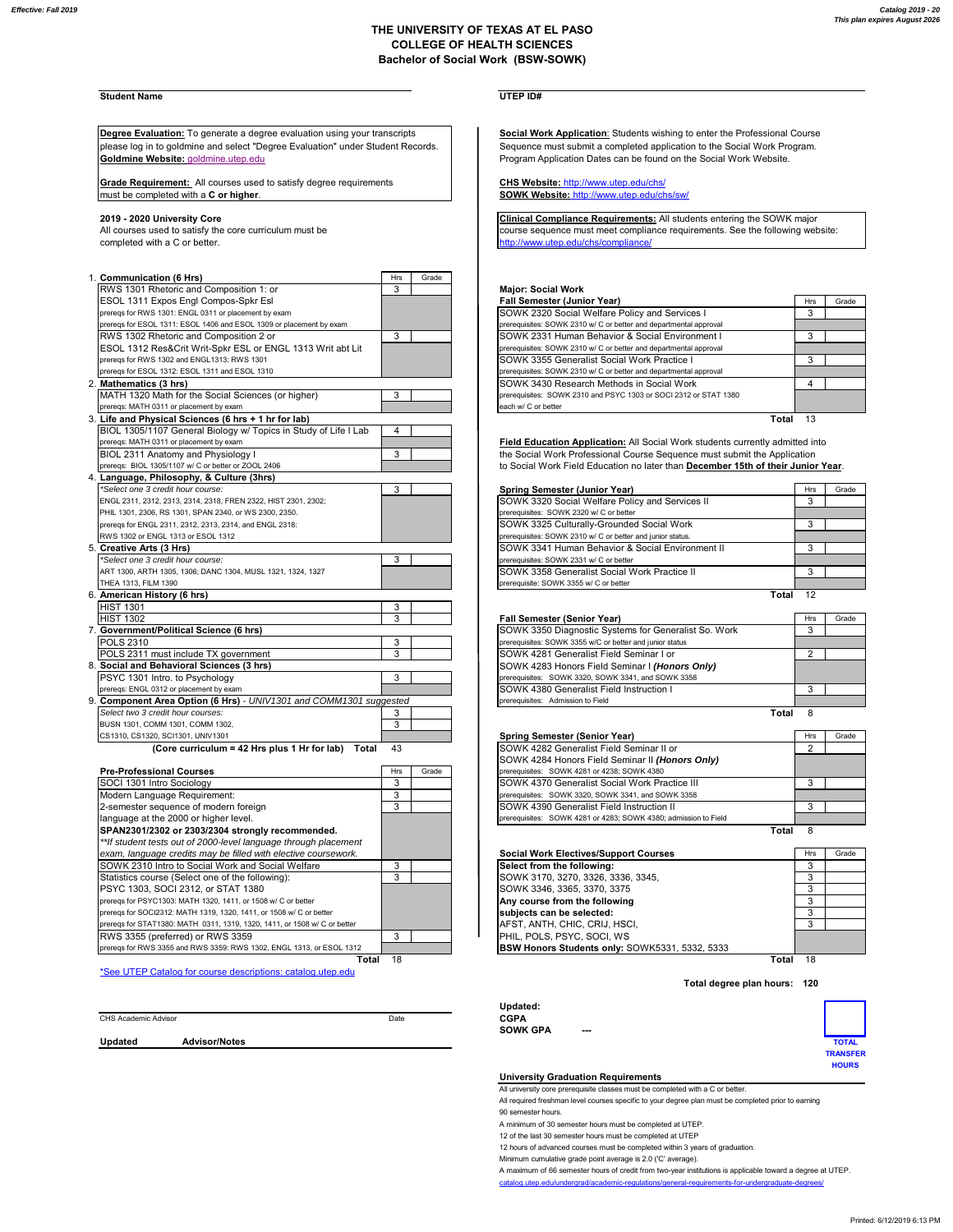Effective: Fall 2019

Catalog 2019 - 20
This plan expires August 2026

# THE UNIVERSITY OF TEXAS AT EL PASO
## COLLEGE OF HEALTH SCIENCES
## Bachelor of Social Work (BSW-SOWK)

**Student Name** ______________________ **UTEP ID#** ______________________

**Degree Evaluation:** To generate a degree evaluation using your transcripts please log in to goldmine and select "Degree Evaluation" under Student Records.
**Goldmine Website:** goldmine.utep.edu

**Grade Requirement:** All courses used to satisfy degree requirements must be completed with a **C or higher**.

**2019 - 2020 University Core**
All courses used to satisfy the core curriculum must be completed with a C or better.

| | Hrs | Grade |
|---|---|---|
| **1. Communication (6 Hrs)** | | |
| RWS 1301 Rhetoric and Composition 1: or | 3 | |
| ESOL 1311 Expos Engl Compos-Spkr Esl | | |
| prereqs for RWS 1301: ENGL 0311 or placement by exam | | |
| prereqs for ESOL 1311: ESOL 1406 and ESOL 1309 or placement by exam | | |
| RWS 1302 Rhetoric and Composition 2 or | 3 | |
| ESOL 1312 Res&Crit Writ-Spkr ESL or ENGL 1313 Writ abt Lit | | |
| prereqs for RWS 1302 and ENGL1313: RWS 1301 | | |
| prereqs for ESOL 1312: ESOL 1311 and ESOL 1310 | | |
| **2. Mathematics (3 hrs)** | | |
| MATH 1320 Math for the Social Sciences (or higher) | 3 | |
| prereqs: MATH 0311 or placement by exam | | |
| **3. Life and Physical Sciences (6 hrs + 1 hr for lab)** | | |
| BIOL 1305/1107 General Biology w/ Topics in Study of Life I Lab | 4 | |
| prereqs: MATH 0311 or placement by exam | | |
| BIOL 2311 Anatomy and Physiology I | 3 | |
| prereqs: BIOL 1305/1107 w/ C or better or ZOOL 2406 | | |
| **4. Language, Philosophy, & Culture (3hrs)** | | |
| *Select one 3 credit hour course: | 3 | |
| ENGL 2311, 2312, 2313, 2314, 2318, FREN 2322, HIST 2301, 2302; | | |
| PHIL 1301, 2306, RS 1301, SPAN 2340, or WS 2300, 2350. | | |
| prereqs for ENGL 2311, 2312, 2313, 2314, and ENGL 2318: | | |
| RWS 1302 or ENGL 1313 or ESOL 1312 | | |
| **5. Creative Arts (3 Hrs)** | | |
| *Select one 3 credit hour course: | 3 | |
| ART 1300, ARTH 1305, 1306; DANC 1304, MUSL 1321, 1324, 1327 | | |
| THEA 1313, FILM 1390 | | |
| **6. American History (6 hrs)** | | |
| HIST 1301 | 3 | |
| HIST 1302 | 3 | |
| **7. Government/Political Science (6 hrs)** | | |
| POLS 2310 | 3 | |
| POLS 2311 must include TX government | 3 | |
| **8. Social and Behavioral Sciences (3 hrs)** | | |
| PSYC 1301 Intro. to Psychology | 3 | |
| prereqs: ENGL 0312 or placement by exam | | |
| **9. Component Area Option (6 Hrs)** - *UNIV1301 and COMM1301 suggested* | | |
| Select two 3 credit hour courses: | 3 | |
| BUSN 1301, COMM 1301, COMM 1302, | 3 | |
| CS1310, CS1320, SCI1301, UNIV1301 | | |
| **(Core curriculum = 42 Hrs plus 1 Hr for lab) Total** | 43 | |

| Pre-Professional Courses | Hrs | Grade |
|---|---|---|
| SOCI 1301 Intro Sociology | 3 | |
| Modern Language Requirement: | 3 | |
| 2-semester sequence of modern foreign | 3 | |
| language at the 2000 or higher level. | | |
| **SPAN2301/2302 or 2303/2304 strongly recommended.** | | |
| *\*\*If student tests out of 2000-level language through placement exam, language credits may be filled with elective coursework.* | | |
| SOWK 2310 Intro to Social Work and Social Welfare | 3 | |
| Statistics course (Select one of the following): | 3 | |
| PSYC 1303, SOCI 2312, or STAT 1380 | | |
| prereqs for PSYC1303: MATH 1320, 1411, or 1508 w/ C or better | | |
| prereqs for SOCI2312: MATH 1319, 1320, 1411, or 1508 w/ C or better | | |
| prereqs for STAT1380: MATH 0311, 1319, 1320, 1411, or 1508 w/ C or better | | |
| RWS 3355 (preferred) or RWS 3359 | 3 | |
| prereqs for RWS 3355 and RWS 3359: RWS 1302, ENGL 1313, or ESOL 1312 | | |
| **Total** | 18 | |

*See UTEP Catalog for course descriptions: catalog.utep.edu

CHS Academic Advisor ______________ Date ______

**Updated** **Advisor/Notes**

**Social Work Application**: Students wishing to enter the Professional Course Sequence must submit a completed application to the Social Work Program. Program Application Dates can be found on the Social Work Website.

**CHS Website:** http://www.utep.edu/chs/
**SOWK Website:** http://www.utep.edu/chs/sw/

**Clinical Compliance Requirements:** All students entering the SOWK major course sequence must meet compliance requirements. See the following website: http://www.utep.edu/chs/compliance/

**Major: Social Work**

| Fall Semester (Junior Year) | Hrs | Grade |
|---|---|---|
| SOWK 2320 Social Welfare Policy and Services I | 3 | |
| prerequisites: SOWK 2310 w/ C or better and departmental approval | | |
| SOWK 2331 Human Behavior & Social Environment I | 3 | |
| prerequisites: SOWK 2310 w/ C or better and departmental approval | | |
| SOWK 3355 Generalist Social Work Practice I | 3 | |
| prerequisites: SOWK 2310 w/ C or better and departmental approval | | |
| SOWK 3430 Research Methods in Social Work | 4 | |
| prerequisites: SOWK 2310 and PSYC 1303 or SOCI 2312 or STAT 1380 each w/ C or better | | |
| **Total** | 13 | |

**Field Education Application:** All Social Work students currently admitted into the Social Work Professional Course Sequence must submit the Application to Social Work Field Education no later than **December 15th of their Junior Year**.

| Spring Semester (Junior Year) | Hrs | Grade |
|---|---|---|
| SOWK 3320 Social Welfare Policy and Services II | 3 | |
| prerequisites: SOWK 2320 w/ C or better | | |
| SOWK 3325 Culturally-Grounded Social Work | 3 | |
| prerequisites: SOWK 2310 w/ C or better and junior status. | | |
| SOWK 3341 Human Behavior & Social Environment II | 3 | |
| prerequisites: SOWK 2331 w/ C or better | | |
| SOWK 3358 Generalist Social Work Practice II | 3 | |
| prerequisite: SOWK 3355 w/ C or better | | |
| **Total** | 12 | |

| Fall Semester (Senior Year) | Hrs | Grade |
|---|---|---|
| SOWK 3350 Diagnostic Systems for Generalist So. Work | 3 | |
| prerequisites: SOWK 3355 w/C or better and junior status | | |
| SOWK 4281 Generalist Field Seminar I or | 2 | |
| SOWK 4283 Honors Field Seminar I ***(Honors Only)*** | | |
| prerequisites: SOWK 3320, SOWK 3341, and SOWK 3358 | | |
| SOWK 4380 Generalist Field Instruction I | 3 | |
| prerequisites: Admission to Field | | |
| **Total** | 8 | |

| Spring Semester (Senior Year) | Hrs | Grade |
|---|---|---|
| SOWK 4282 Generalist Field Seminar II or | 2 | |
| SOWK 4284 Honors Field Seminar II ***(Honors Only)*** | | |
| prerequisites: SOWK 4281 or 4238; SOWK 4380 | | |
| SOWK 4370 Generalist Social Work Practice III | 3 | |
| prerequisites: SOWK 3320, SOWK 3341, and SOWK 3358 | | |
| SOWK 4390 Generalist Field Instruction II | 3 | |
| prerequisites: SOWK 4281 or 4283; SOWK 4380; admission to Field | | |
| **Total** | 8 | |

| Social Work Electives/Support Courses | Hrs | Grade |
|---|---|---|
| **Select from the following:** | 3 | |
| SOWK 3170, 3270, 3326, 3336, 3345, | 3 | |
| SOWK 3346, 3365, 3370, 3375 | 3 | |
| **Any course from the following** | 3 | |
| **subjects can be selected:** | 3 | |
| AFST, ANTH, CHIC, CRIJ, HSCI, | 3 | |
| PHIL, POLS, PSYC, SOCI, WS | | |
| **BSW Honors Students only:** SOWK5331, 5332, 5333 | | |
| **Total** | 18 | |

**Total degree plan hours: 120**

**Updated:**
**CGPA**
**SOWK GPA** ---

**TOTAL TRANSFER HOURS**

**University Graduation Requirements**

All university core prerequisite classes must be completed with a C or better.
All required freshman level courses specific to your degree plan must be completed prior to earning 90 semester hours.
A minimum of 30 semester hours must be completed at UTEP.
12 of the last 30 semester hours must be completed at UTEP
12 hours of advanced courses must be completed within 3 years of graduation.
Minimum cumulative grade point average is 2.0 ('C' average).
A maximum of 66 semester hours of credit from two-year institutions is applicable toward a degree at UTEP.
catalog.utep.edu/undergrad/academic-regulations/general-requirements-for-undergraduate-degrees/

Printed: 6/12/2019 6:13 PM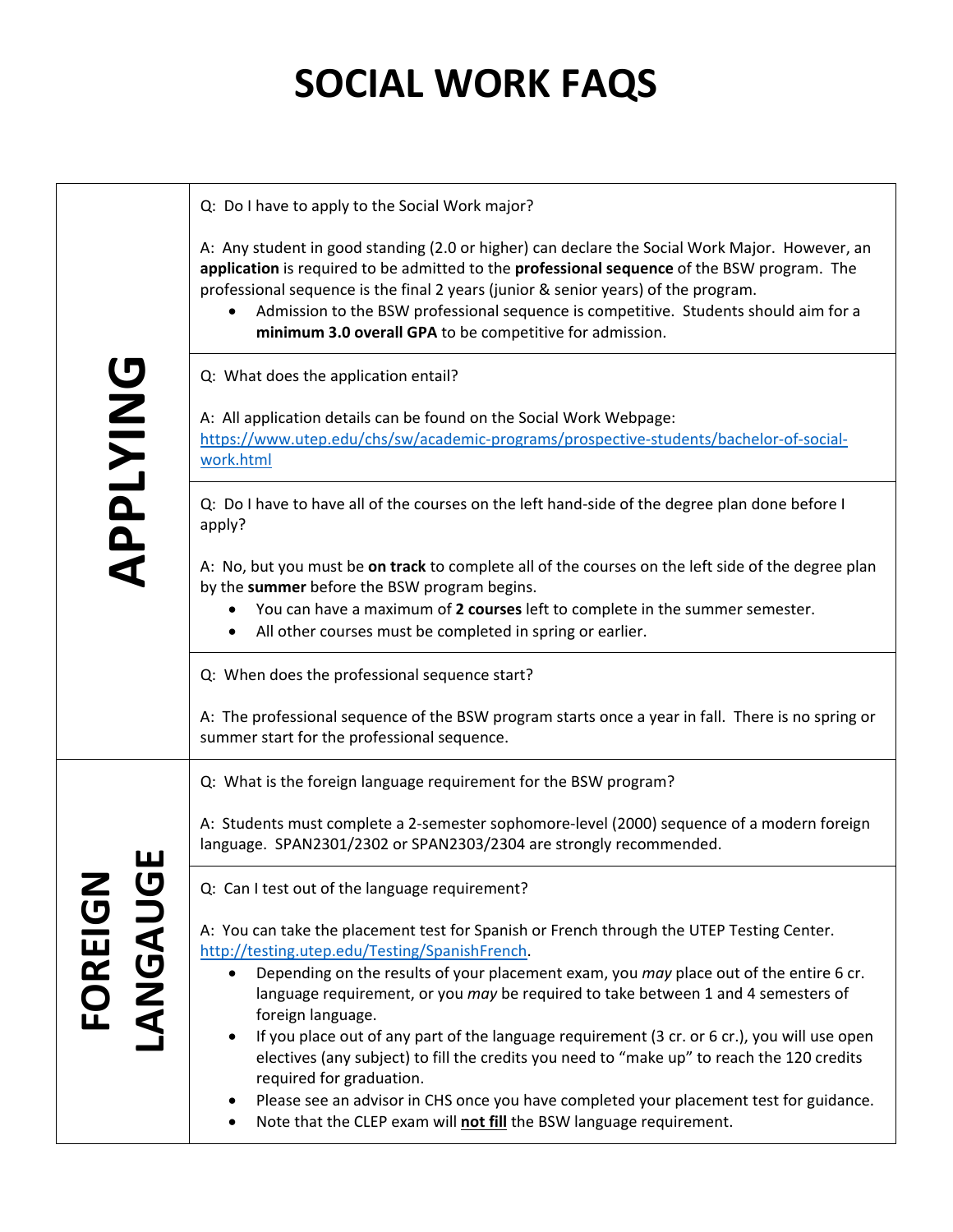# SOCIAL WORK FAQS

## APPLYING

Q: Do I have to apply to the Social Work major?

A: Any student in good standing (2.0 or higher) can declare the Social Work Major. However, an **application** is required to be admitted to the **professional sequence** of the BSW program. The professional sequence is the final 2 years (junior & senior years) of the program.

- Admission to the BSW professional sequence is competitive. Students should aim for a **minimum 3.0 overall GPA** to be competitive for admission.

Q: What does the application entail?

A: All application details can be found on the Social Work Webpage: [https://www.utep.edu/chs/sw/academic-programs/prospective-students/bachelor-of-social-work.html](https://www.utep.edu/chs/sw/academic-programs/prospective-students/bachelor-of-social-work.html)

Q: Do I have to have all of the courses on the left hand-side of the degree plan done before I apply?

A: No, but you must be **on track** to complete all of the courses on the left side of the degree plan by the **summer** before the BSW program begins.

- You can have a maximum of **2 courses** left to complete in the summer semester.
- All other courses must be completed in spring or earlier.

Q: When does the professional sequence start?

A: The professional sequence of the BSW program starts once a year in fall. There is no spring or summer start for the professional sequence.

## FOREIGN LANGAUGE

Q: What is the foreign language requirement for the BSW program?

A: Students must complete a 2-semester sophomore-level (2000) sequence of a modern foreign language. SPAN2301/2302 or SPAN2303/2304 are strongly recommended.

Q: Can I test out of the language requirement?

A: You can take the placement test for Spanish or French through the UTEP Testing Center. [http://testing.utep.edu/Testing/SpanishFrench](http://testing.utep.edu/Testing/SpanishFrench).

- Depending on the results of your placement exam, you *may* place out of the entire 6 cr. language requirement, or you *may* be required to take between 1 and 4 semesters of foreign language.
- If you place out of any part of the language requirement (3 cr. or 6 cr.), you will use open electives (any subject) to fill the credits you need to "make up" to reach the 120 credits required for graduation.
- Please see an advisor in CHS once you have completed your placement test for guidance.
- Note that the CLEP exam will **not fill** the BSW language requirement.